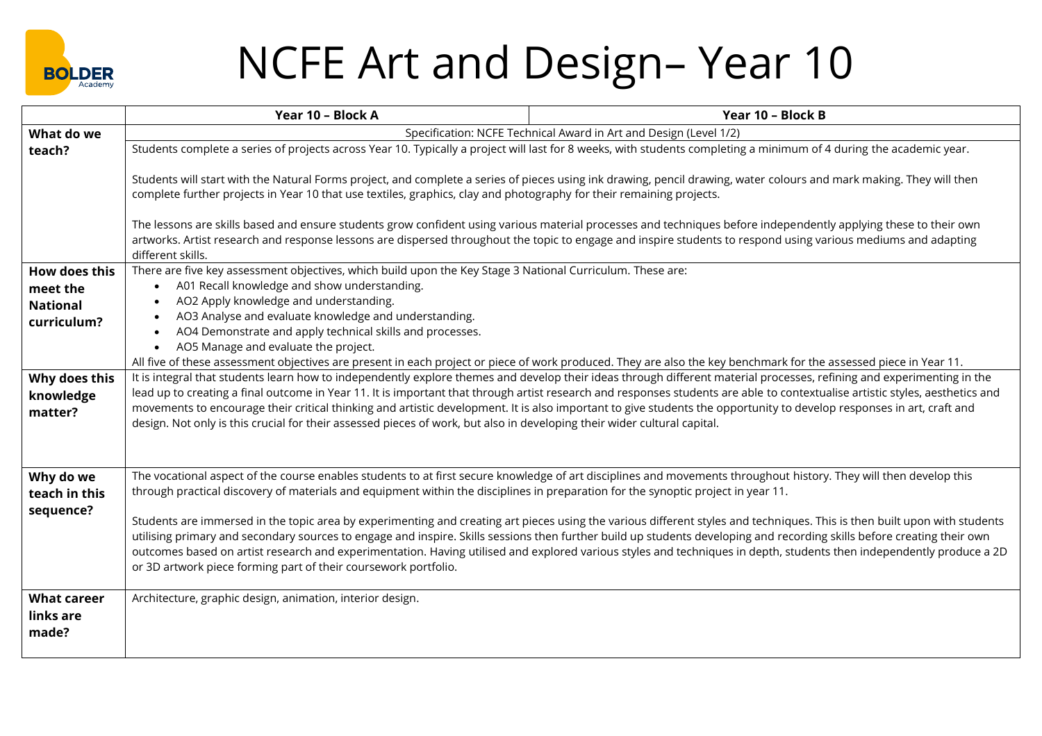# NCFE Art and Design– Year 10

| | Year 10 – Block A | Year 10 – Block B |
|---|---|---|
| **What do we teach?** | Specification: NCFE Technical Award in Art and Design (Level 1/2)<br><br>Students complete a series of projects across Year 10. Typically a project will last for 8 weeks, with students completing a minimum of 4 during the academic year.<br><br>Students will start with the Natural Forms project, and complete a series of pieces using ink drawing, pencil drawing, water colours and mark making. They will then complete further projects in Year 10 that use textiles, graphics, clay and photography for their remaining projects.<br><br>The lessons are skills based and ensure students grow confident using various material processes and techniques before independently applying these to their own artworks. Artist research and response lessons are dispersed throughout the topic to engage and inspire students to respond using various mediums and adapting different skills. | |
| **How does this meet the National curriculum?** | There are five key assessment objectives, which build upon the Key Stage 3 National Curriculum. These are:<br>• A01 Recall knowledge and show understanding.<br>• AO2 Apply knowledge and understanding.<br>• AO3 Analyse and evaluate knowledge and understanding.<br>• AO4 Demonstrate and apply technical skills and processes.<br>• AO5 Manage and evaluate the project.<br>All five of these assessment objectives are present in each project or piece of work produced. They are also the key benchmark for the assessed piece in Year 11. | |
| **Why does this knowledge matter?** | It is integral that students learn how to independently explore themes and develop their ideas through different material processes, refining and experimenting in the lead up to creating a final outcome in Year 11. It is important that through artist research and responses students are able to contextualise artistic styles, aesthetics and movements to encourage their critical thinking and artistic development. It is also important to give students the opportunity to develop responses in art, craft and design. Not only is this crucial for their assessed pieces of work, but also in developing their wider cultural capital. | |
| **Why do we teach in this sequence?** | The vocational aspect of the course enables students to at first secure knowledge of art disciplines and movements throughout history. They will then develop this through practical discovery of materials and equipment within the disciplines in preparation for the synoptic project in year 11.<br><br>Students are immersed in the topic area by experimenting and creating art pieces using the various different styles and techniques. This is then built upon with students utilising primary and secondary sources to engage and inspire. Skills sessions then further build up students developing and recording skills before creating their own outcomes based on artist research and experimentation. Having utilised and explored various styles and techniques in depth, students then independently produce a 2D or 3D artwork piece forming part of their coursework portfolio. | |
| **What career links are made?** | Architecture, graphic design, animation, interior design. | |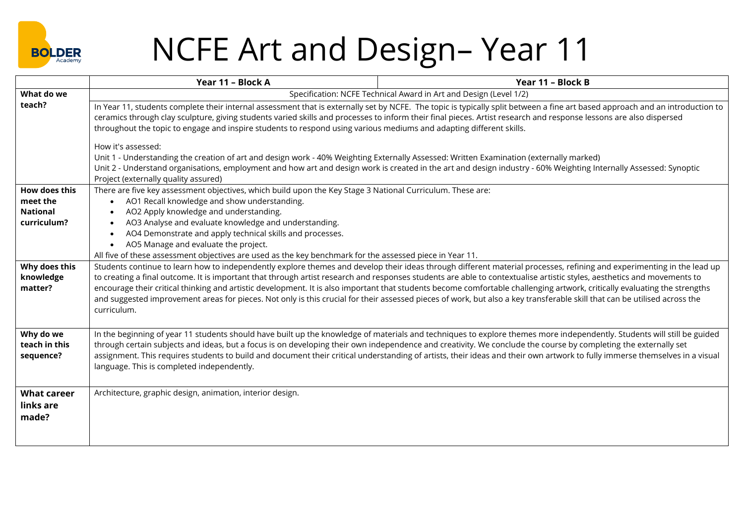# NCFE Art and Design– Year 11

| | Year 11 – Block A | Year 11 – Block B |
|---|---|---|
| **What do we teach?** | Specification: NCFE Technical Award in Art and Design (Level 1/2)<br><br>In Year 11, students complete their internal assessment that is externally set by NCFE. The topic is typically split between a fine art based approach and an introduction to ceramics through clay sculpture, giving students varied skills and processes to inform their final pieces. Artist research and response lessons are also dispersed throughout the topic to engage and inspire students to respond using various mediums and adapting different skills.<br><br>How it's assessed:<br>Unit 1 - Understanding the creation of art and design work - 40% Weighting Externally Assessed: Written Examination (externally marked)<br>Unit 2 - Understand organisations, employment and how art and design work is created in the art and design industry - 60% Weighting Internally Assessed: Synoptic Project (externally quality assured) | |
| **How does this meet the National curriculum?** | There are five key assessment objectives, which build upon the Key Stage 3 National Curriculum. These are:<br>• AO1 Recall knowledge and show understanding.<br>• AO2 Apply knowledge and understanding.<br>• AO3 Analyse and evaluate knowledge and understanding.<br>• AO4 Demonstrate and apply technical skills and processes.<br>• AO5 Manage and evaluate the project.<br>All five of these assessment objectives are used as the key benchmark for the assessed piece in Year 11. | |
| **Why does this knowledge matter?** | Students continue to learn how to independently explore themes and develop their ideas through different material processes, refining and experimenting in the lead up to creating a final outcome. It is important that through artist research and responses students are able to contextualise artistic styles, aesthetics and movements to encourage their critical thinking and artistic development. It is also important that students become comfortable challenging artwork, critically evaluating the strengths and suggested improvement areas for pieces. Not only is this crucial for their assessed pieces of work, but also a key transferable skill that can be utilised across the curriculum. | |
| **Why do we teach in this sequence?** | In the beginning of year 11 students should have built up the knowledge of materials and techniques to explore themes more independently. Students will still be guided through certain subjects and ideas, but a focus is on developing their own independence and creativity. We conclude the course by completing the externally set assignment. This requires students to build and document their critical understanding of artists, their ideas and their own artwork to fully immerse themselves in a visual language. This is completed independently. | |
| **What career links are made?** | Architecture, graphic design, animation, interior design. | |